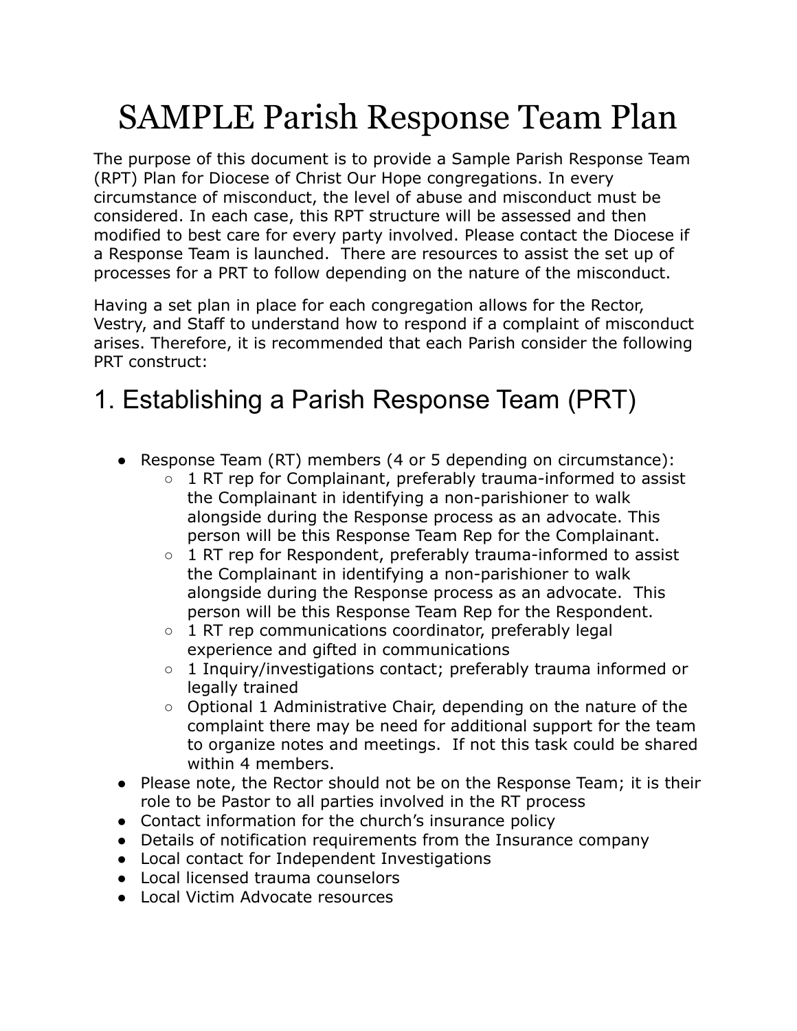# SAMPLE Parish Response Team Plan

The purpose of this document is to provide a Sample Parish Response Team (RPT) Plan for Diocese of Christ Our Hope congregations. In every circumstance of misconduct, the level of abuse and misconduct must be considered. In each case, this RPT structure will be assessed and then modified to best care for every party involved. Please contact the Diocese if a Response Team is launched. There are resources to assist the set up of processes for a PRT to follow depending on the nature of the misconduct.

Having a set plan in place for each congregation allows for the Rector, Vestry, and Staff to understand how to respond if a complaint of misconduct arises. Therefore, it is recommended that each Parish consider the following PRT construct:

## 1. Establishing a Parish Response Team (PRT)

- Response Team (RT) members (4 or 5 depending on circumstance):
  - 1 RT rep for Complainant, preferably trauma-informed to assist the Complainant in identifying a non-parishioner to walk alongside during the Response process as an advocate. This person will be this Response Team Rep for the Complainant.
  - 1 RT rep for Respondent, preferably trauma-informed to assist the Complainant in identifying a non-parishioner to walk alongside during the Response process as an advocate. This person will be this Response Team Rep for the Respondent.
  - 1 RT rep communications coordinator, preferably legal experience and gifted in communications
  - 1 Inquiry/investigations contact; preferably trauma informed or legally trained
  - Optional 1 Administrative Chair, depending on the nature of the complaint there may be need for additional support for the team to organize notes and meetings. If not this task could be shared within 4 members.
- Please note, the Rector should not be on the Response Team; it is their role to be Pastor to all parties involved in the RT process
- Contact information for the church's insurance policy
- Details of notification requirements from the Insurance company
- Local contact for Independent Investigations
- Local licensed trauma counselors
- Local Victim Advocate resources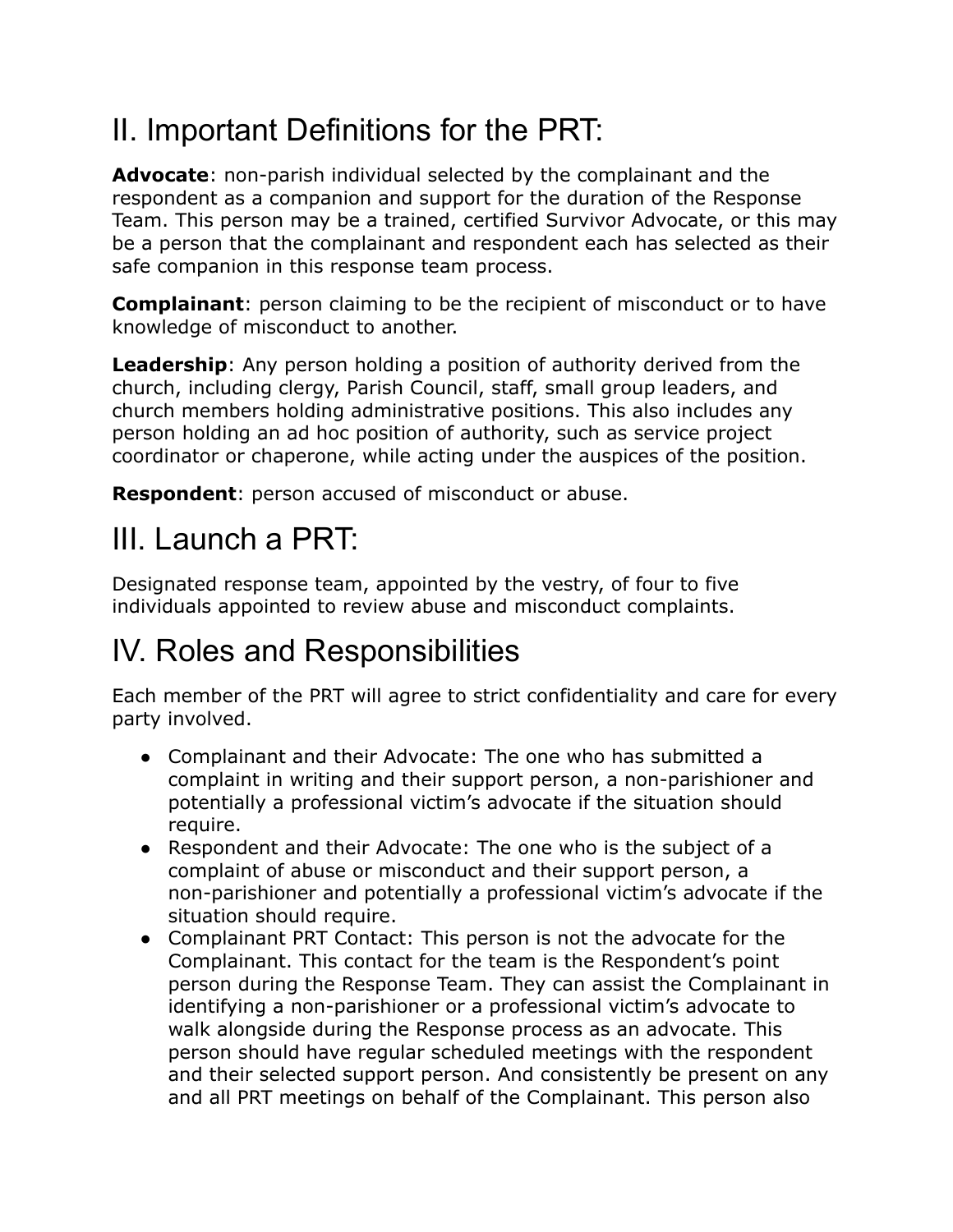## II. Important Definitions for the PRT:

**Advocate**: non-parish individual selected by the complainant and the respondent as a companion and support for the duration of the Response Team. This person may be a trained, certified Survivor Advocate, or this may be a person that the complainant and respondent each has selected as their safe companion in this response team process.

**Complainant**: person claiming to be the recipient of misconduct or to have knowledge of misconduct to another.

**Leadership**: Any person holding a position of authority derived from the church, including clergy, Parish Council, staff, small group leaders, and church members holding administrative positions. This also includes any person holding an ad hoc position of authority, such as service project coordinator or chaperone, while acting under the auspices of the position.

**Respondent**: person accused of misconduct or abuse.

## III. Launch a PRT:

Designated response team, appointed by the vestry, of four to five individuals appointed to review abuse and misconduct complaints.

## IV. Roles and Responsibilities

Each member of the PRT will agree to strict confidentiality and care for every party involved.

- Complainant and their Advocate: The one who has submitted a complaint in writing and their support person, a non-parishioner and potentially a professional victim's advocate if the situation should require.
- Respondent and their Advocate: The one who is the subject of a complaint of abuse or misconduct and their support person, a non-parishioner and potentially a professional victim's advocate if the situation should require.
- Complainant PRT Contact: This person is not the advocate for the Complainant. This contact for the team is the Respondent's point person during the Response Team. They can assist the Complainant in identifying a non-parishioner or a professional victim's advocate to walk alongside during the Response process as an advocate. This person should have regular scheduled meetings with the respondent and their selected support person. And consistently be present on any and all PRT meetings on behalf of the Complainant. This person also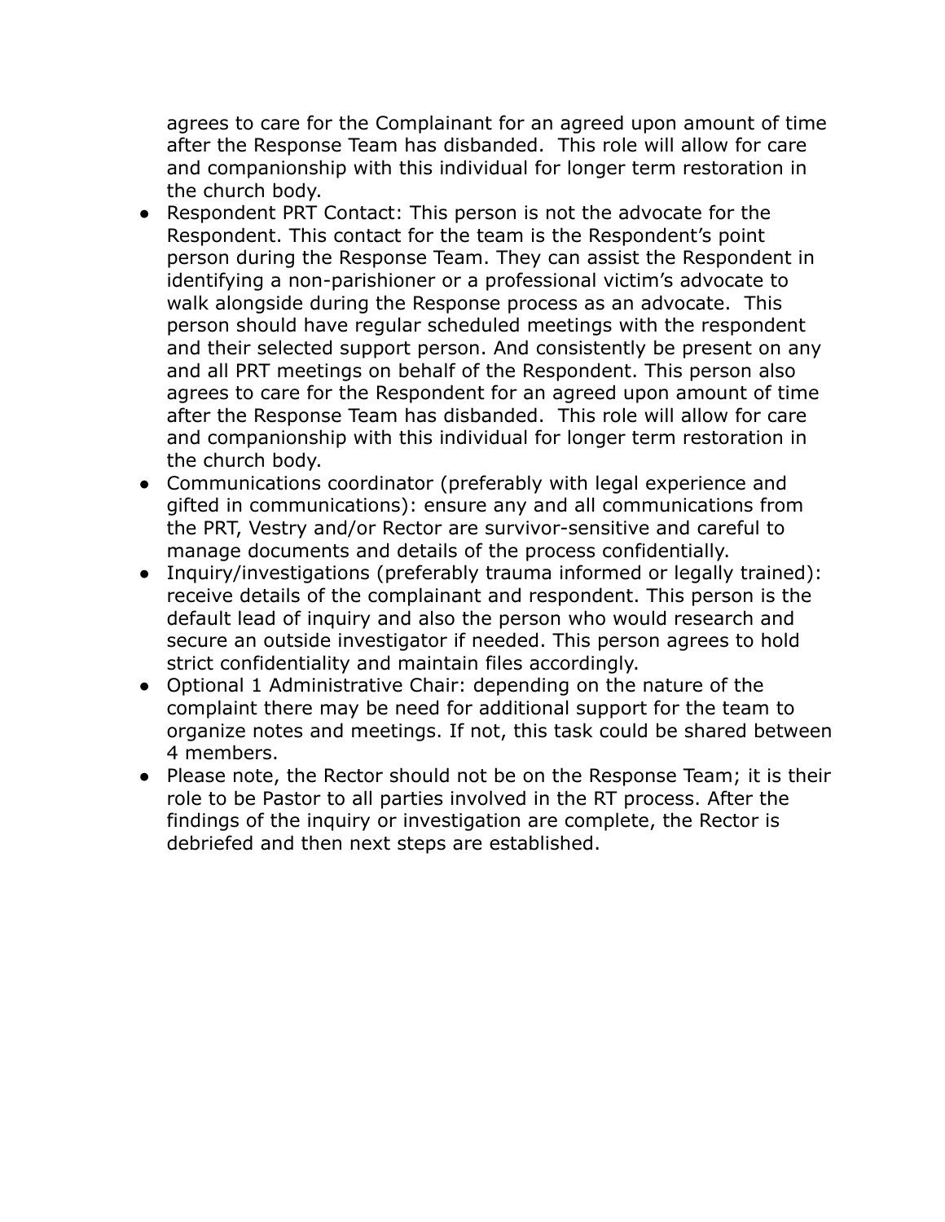agrees to care for the Complainant for an agreed upon amount of time after the Response Team has disbanded. This role will allow for care and companionship with this individual for longer term restoration in the church body.

- Respondent PRT Contact: This person is not the advocate for the Respondent. This contact for the team is the Respondent's point person during the Response Team. They can assist the Respondent in identifying a non-parishioner or a professional victim's advocate to walk alongside during the Response process as an advocate. This person should have regular scheduled meetings with the respondent and their selected support person. And consistently be present on any and all PRT meetings on behalf of the Respondent. This person also agrees to care for the Respondent for an agreed upon amount of time after the Response Team has disbanded. This role will allow for care and companionship with this individual for longer term restoration in the church body.
- Communications coordinator (preferably with legal experience and gifted in communications): ensure any and all communications from the PRT, Vestry and/or Rector are survivor-sensitive and careful to manage documents and details of the process confidentially.
- Inquiry/investigations (preferably trauma informed or legally trained): receive details of the complainant and respondent. This person is the default lead of inquiry and also the person who would research and secure an outside investigator if needed. This person agrees to hold strict confidentiality and maintain files accordingly.
- Optional 1 Administrative Chair: depending on the nature of the complaint there may be need for additional support for the team to organize notes and meetings. If not, this task could be shared between 4 members.
- Please note, the Rector should not be on the Response Team; it is their role to be Pastor to all parties involved in the RT process. After the findings of the inquiry or investigation are complete, the Rector is debriefed and then next steps are established.